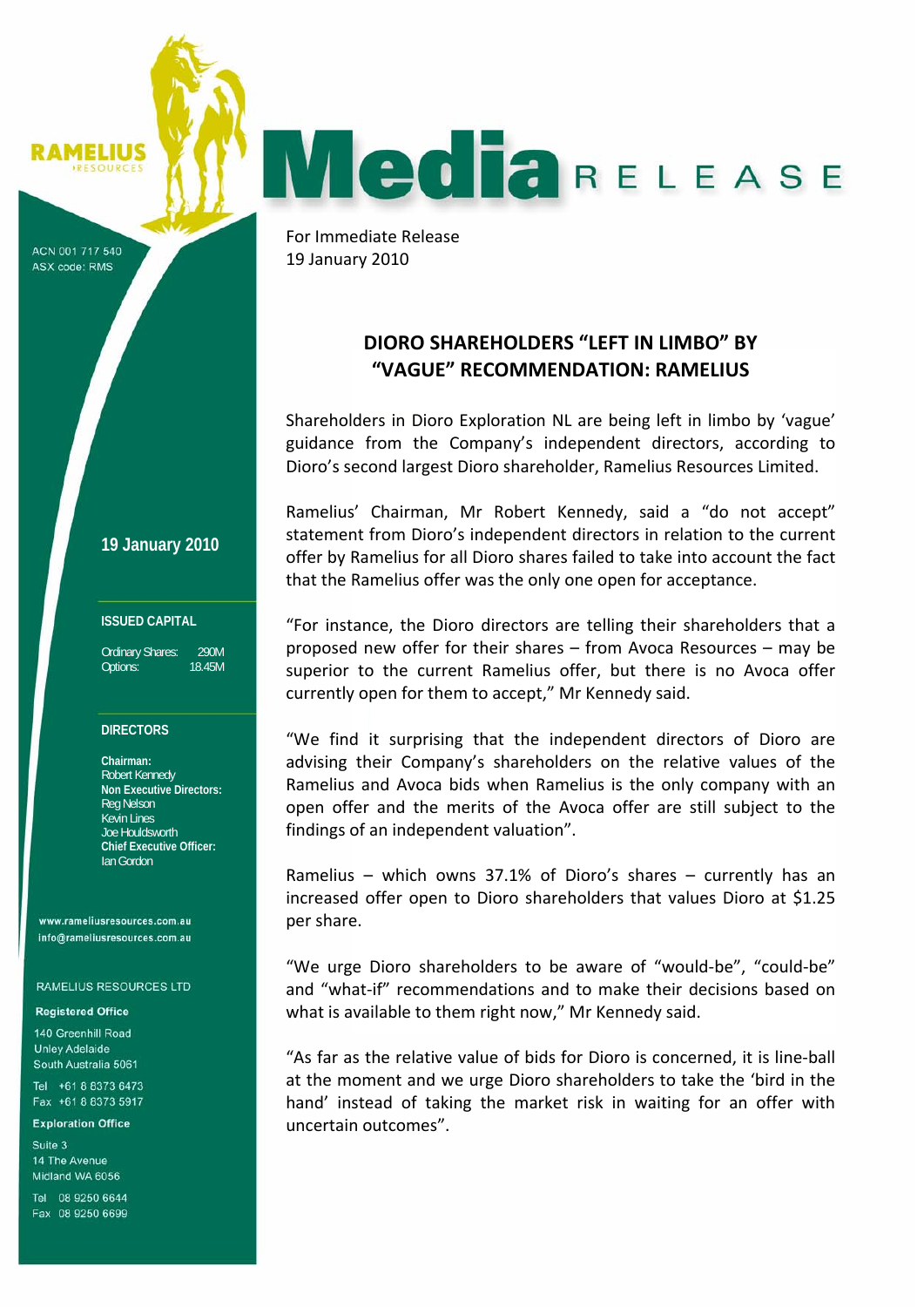RAMELIUS RESOURCES

# Media RELEASE

ACN 001 717 540
ASX code: RMS

For Immediate Release
19 January 2010

## DIORO SHAREHOLDERS "LEFT IN LIMBO" BY "VAGUE" RECOMMENDATION: RAMELIUS

Shareholders in Dioro Exploration NL are being left in limbo by 'vague' guidance from the Company's independent directors, according to Dioro's second largest Dioro shareholder, Ramelius Resources Limited.

Ramelius' Chairman, Mr Robert Kennedy, said a "do not accept" statement from Dioro's independent directors in relation to the current offer by Ramelius for all Dioro shares failed to take into account the fact that the Ramelius offer was the only one open for acceptance.

"For instance, the Dioro directors are telling their shareholders that a proposed new offer for their shares – from Avoca Resources – may be superior to the current Ramelius offer, but there is no Avoca offer currently open for them to accept," Mr Kennedy said.

"We find it surprising that the independent directors of Dioro are advising their Company's shareholders on the relative values of the Ramelius and Avoca bids when Ramelius is the only company with an open offer and the merits of the Avoca offer are still subject to the findings of an independent valuation".

Ramelius – which owns 37.1% of Dioro's shares – currently has an increased offer open to Dioro shareholders that values Dioro at $1.25 per share.

"We urge Dioro shareholders to be aware of "would-be", "could-be" and "what-if" recommendations and to make their decisions based on what is available to them right now," Mr Kennedy said.

"As far as the relative value of bids for Dioro is concerned, it is line-ball at the moment and we urge Dioro shareholders to take the 'bird in the hand' instead of taking the market risk in waiting for an offer with uncertain outcomes".

**19 January 2010**

**ISSUED CAPITAL**

| | |
|---|---|
| Ordinary Shares: | 290M |
| Options: | 18.45M |

**DIRECTORS**

**Chairman:**
Robert Kennedy
**Non Executive Directors:**
Reg Nelson
Kevin Lines
Joe Houldsworth
**Chief Executive Officer:**
Ian Gordon

www.rameliusresources.com.au
info@rameliusresources.com.au

RAMELIUS RESOURCES LTD

**Registered Office**
140 Greenhill Road
Unley Adelaide
South Australia 5061

Tel +61 8 8373 6473
Fax +61 8 8373 5917

**Exploration Office**
Suite 3
14 The Avenue
Midland WA 6056

Tel 08 9250 6644
Fax 08 9250 6699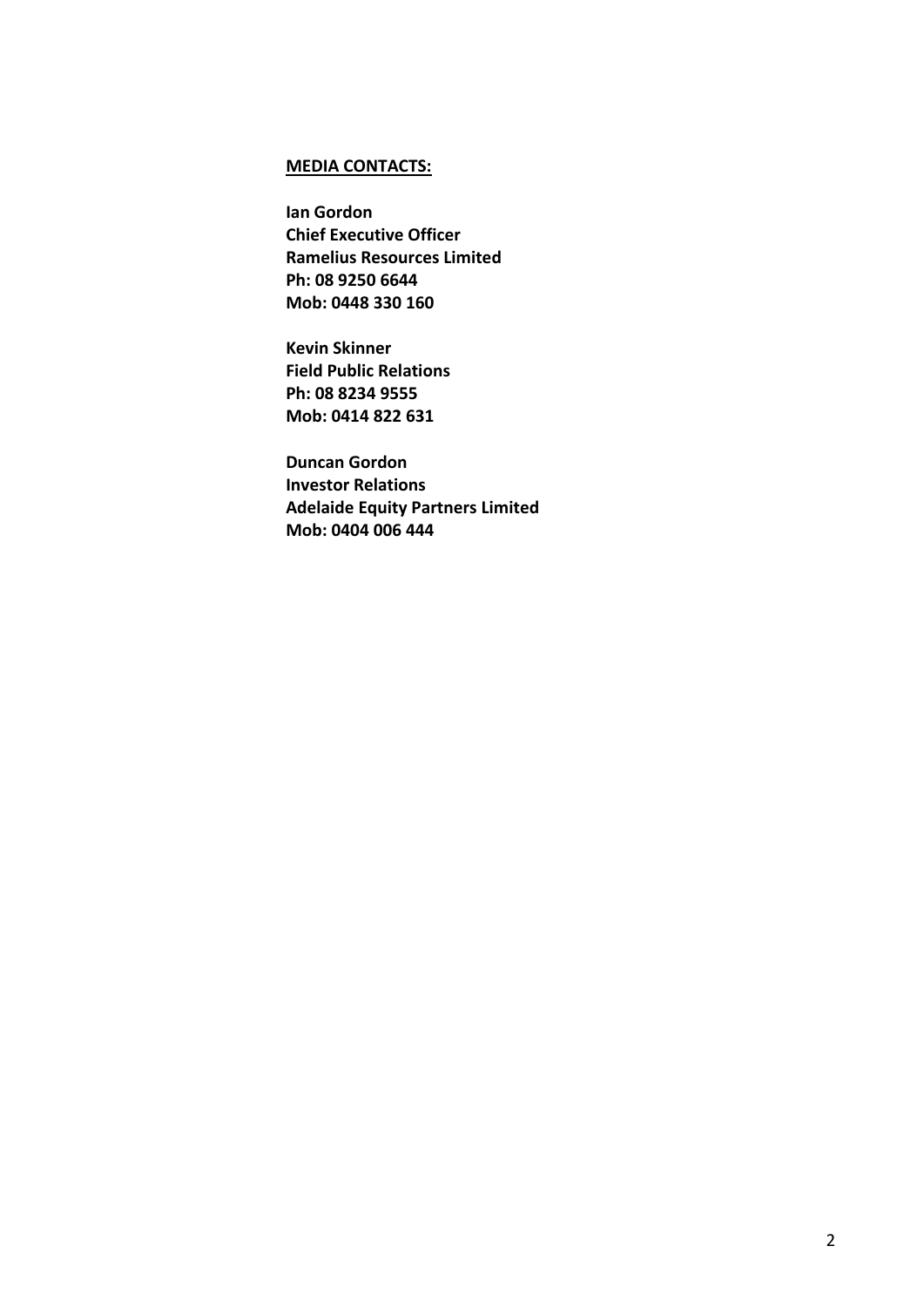**MEDIA CONTACTS:**

**Ian Gordon**
**Chief Executive Officer**
**Ramelius Resources Limited**
**Ph: 08 9250 6644**
**Mob: 0448 330 160**

**Kevin Skinner**
**Field Public Relations**
**Ph: 08 8234 9555**
**Mob: 0414 822 631**

**Duncan Gordon**
**Investor Relations**
**Adelaide Equity Partners Limited**
**Mob: 0404 006 444**